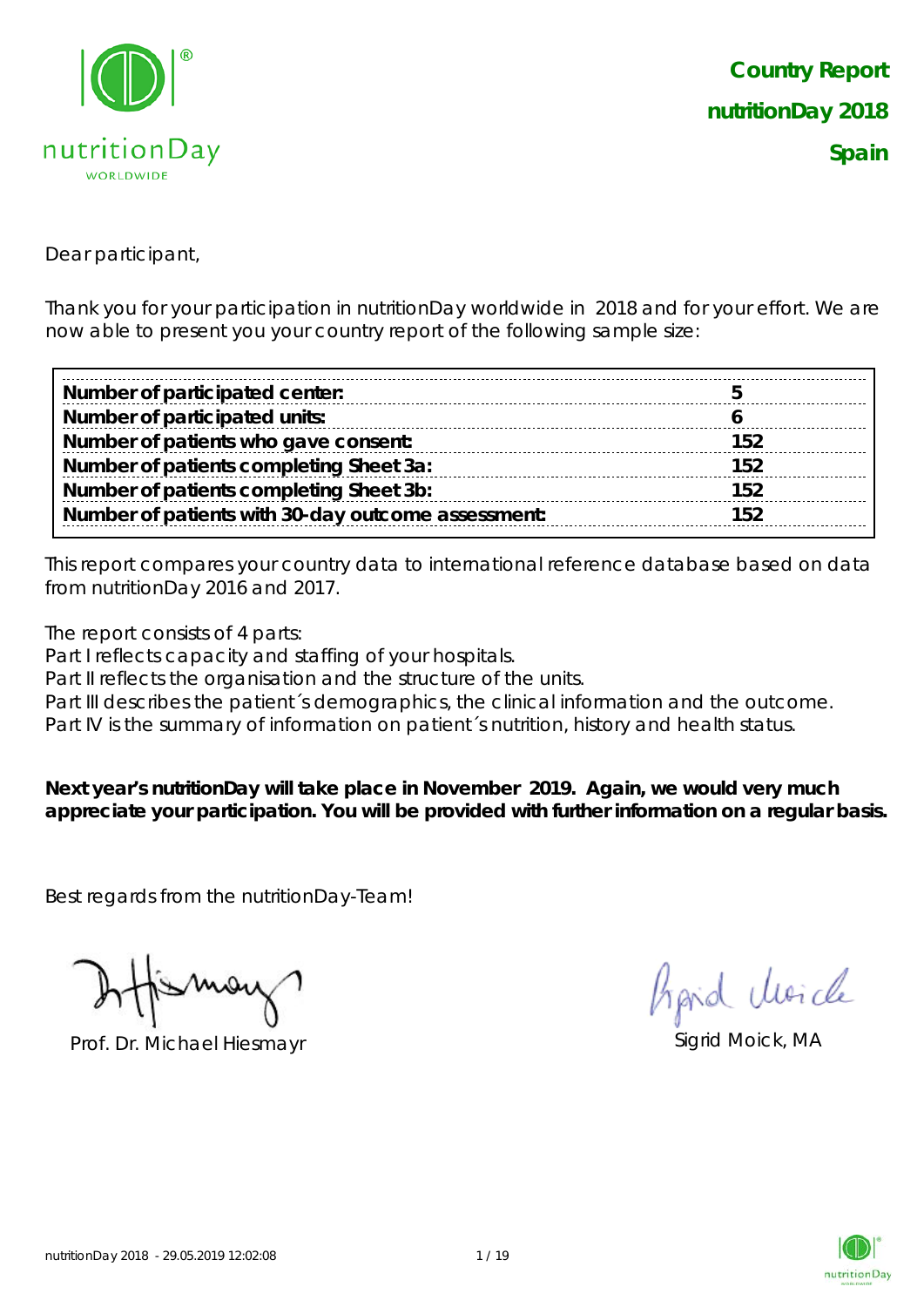**Country Report**

**nutritionDay 2018**

**Spain**

Dear participant,

Thank you for your participation in nutritionDay worldwide in 2018 and for your effort. We are now able to present you your country report of the following sample size:

| | |
|---|---|
| **Number of participated center:** | **5** |
| **Number of participated units:** | **6** |
| **Number of patients who gave consent:** | **152** |
| **Number of patients completing Sheet 3a:** | **152** |
| **Number of patients completing Sheet 3b:** | **152** |
| **Number of patients with 30-day outcome assessment:** | **152** |

This report compares your country data to international reference database based on data from nutritionDay 2016 and 2017.

The report consists of 4 parts:
Part I reflects capacity and staffing of your hospitals.
Part II reflects the organisation and the structure of the units.
Part III describes the patient´s demographics, the clinical information and the outcome.
Part IV is the summary of information on patient´s nutrition, history and health status.

**Next year's nutritionDay will take place in November 2019. Again, we would very much appreciate your participation. You will be provided with further information on a regular basis.**

Best regards from the nutritionDay-Team!

Prof. Dr. Michael Hiesmayr

Sigrid Moick, MA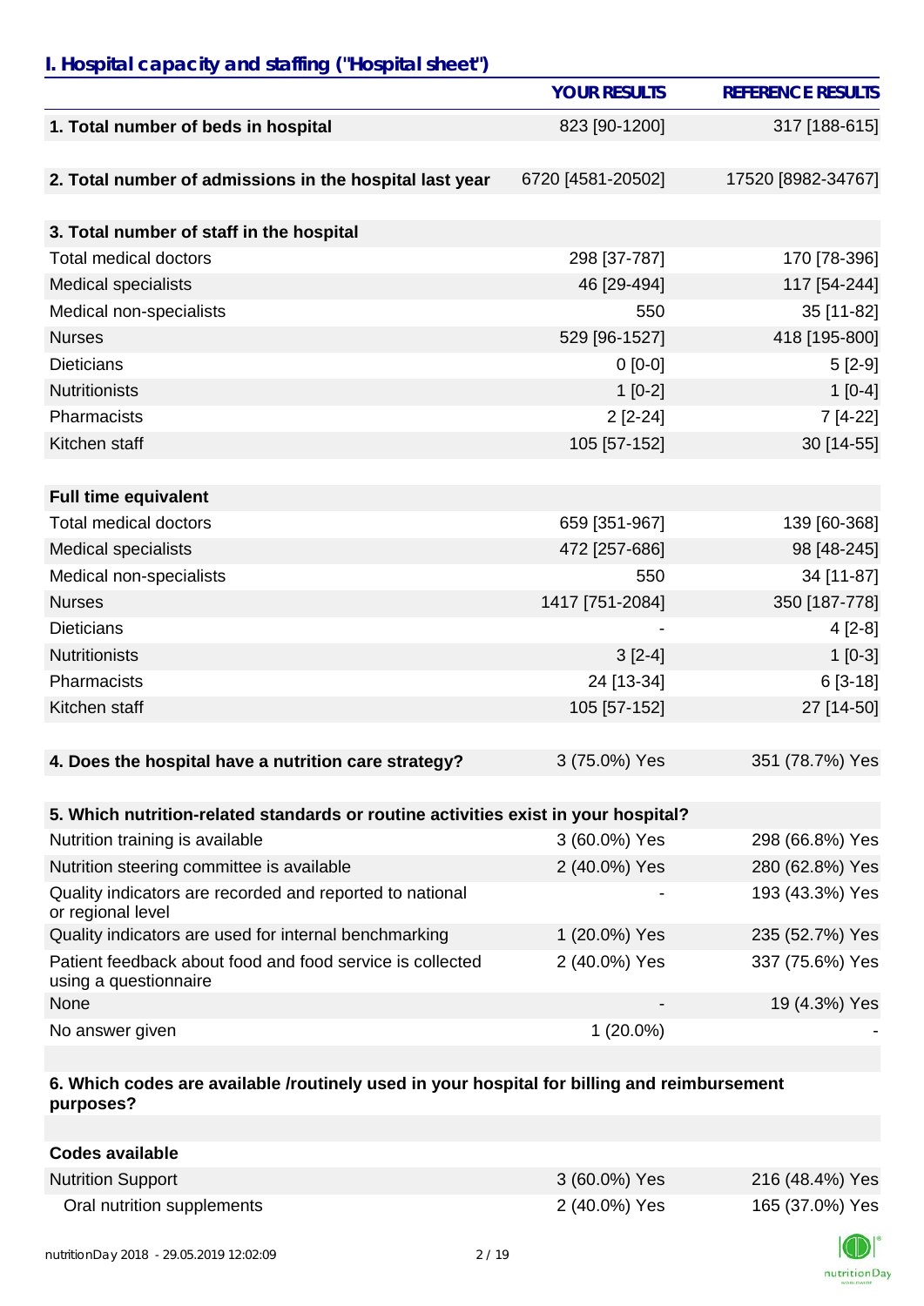## I. Hospital capacity and staffing ("Hospital sheet")

| | YOUR RESULTS | REFERENCE RESULTS |
|---|---|---|
| **1. Total number of beds in hospital** | 823 [90-1200] | 317 [188-615] |
| **2. Total number of admissions in the hospital last year** | 6720 [4581-20502] | 17520 [8982-34767] |
| **3. Total number of staff in the hospital** | | |
| Total medical doctors | 298 [37-787] | 170 [78-396] |
| Medical specialists | 46 [29-494] | 117 [54-244] |
| Medical non-specialists | 550 | 35 [11-82] |
| Nurses | 529 [96-1527] | 418 [195-800] |
| Dieticians | 0 [0-0] | 5 [2-9] |
| Nutritionists | 1 [0-2] | 1 [0-4] |
| Pharmacists | 2 [2-24] | 7 [4-22] |
| Kitchen staff | 105 [57-152] | 30 [14-55] |
| **Full time equivalent** | | |
| Total medical doctors | 659 [351-967] | 139 [60-368] |
| Medical specialists | 472 [257-686] | 98 [48-245] |
| Medical non-specialists | 550 | 34 [11-87] |
| Nurses | 1417 [751-2084] | 350 [187-778] |
| Dieticians | - | 4 [2-8] |
| Nutritionists | 3 [2-4] | 1 [0-3] |
| Pharmacists | 24 [13-34] | 6 [3-18] |
| Kitchen staff | 105 [57-152] | 27 [14-50] |
| **4. Does the hospital have a nutrition care strategy?** | 3 (75.0%) Yes | 351 (78.7%) Yes |
| **5. Which nutrition-related standards or routine activities exist in your hospital?** | | |
| Nutrition training is available | 3 (60.0%) Yes | 298 (66.8%) Yes |
| Nutrition steering committee is available | 2 (40.0%) Yes | 280 (62.8%) Yes |
| Quality indicators are recorded and reported to national or regional level | - | 193 (43.3%) Yes |
| Quality indicators are used for internal benchmarking | 1 (20.0%) Yes | 235 (52.7%) Yes |
| Patient feedback about food and food service is collected using a questionnaire | 2 (40.0%) Yes | 337 (75.6%) Yes |
| None | - | 19 (4.3%) Yes |
| No answer given | 1 (20.0%) | - |
| **6. Which codes are available /routinely used in your hospital for billing and reimbursement purposes?** | | |
| **Codes available** | | |
| Nutrition Support | 3 (60.0%) Yes | 216 (48.4%) Yes |
| Oral nutrition supplements | 2 (40.0%) Yes | 165 (37.0%) Yes |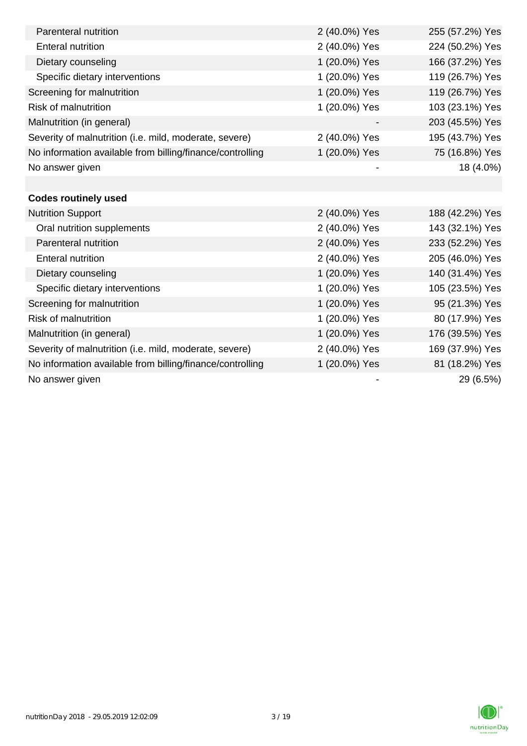| | | |
|---|---|---|
| Parenteral nutrition | 2 (40.0%) Yes | 255 (57.2%) Yes |
| Enteral nutrition | 2 (40.0%) Yes | 224 (50.2%) Yes |
| Dietary counseling | 1 (20.0%) Yes | 166 (37.2%) Yes |
| Specific dietary interventions | 1 (20.0%) Yes | 119 (26.7%) Yes |
| Screening for malnutrition | 1 (20.0%) Yes | 119 (26.7%) Yes |
| Risk of malnutrition | 1 (20.0%) Yes | 103 (23.1%) Yes |
| Malnutrition (in general) | - | 203 (45.5%) Yes |
| Severity of malnutrition (i.e. mild, moderate, severe) | 2 (40.0%) Yes | 195 (43.7%) Yes |
| No information available from billing/finance/controlling | 1 (20.0%) Yes | 75 (16.8%) Yes |
| No answer given | - | 18 (4.0%) |
| | | |
| **Codes routinely used** | | |
| Nutrition Support | 2 (40.0%) Yes | 188 (42.2%) Yes |
| Oral nutrition supplements | 2 (40.0%) Yes | 143 (32.1%) Yes |
| Parenteral nutrition | 2 (40.0%) Yes | 233 (52.2%) Yes |
| Enteral nutrition | 2 (40.0%) Yes | 205 (46.0%) Yes |
| Dietary counseling | 1 (20.0%) Yes | 140 (31.4%) Yes |
| Specific dietary interventions | 1 (20.0%) Yes | 105 (23.5%) Yes |
| Screening for malnutrition | 1 (20.0%) Yes | 95 (21.3%) Yes |
| Risk of malnutrition | 1 (20.0%) Yes | 80 (17.9%) Yes |
| Malnutrition (in general) | 1 (20.0%) Yes | 176 (39.5%) Yes |
| Severity of malnutrition (i.e. mild, moderate, severe) | 2 (40.0%) Yes | 169 (37.9%) Yes |
| No information available from billing/finance/controlling | 1 (20.0%) Yes | 81 (18.2%) Yes |
| No answer given | - | 29 (6.5%) |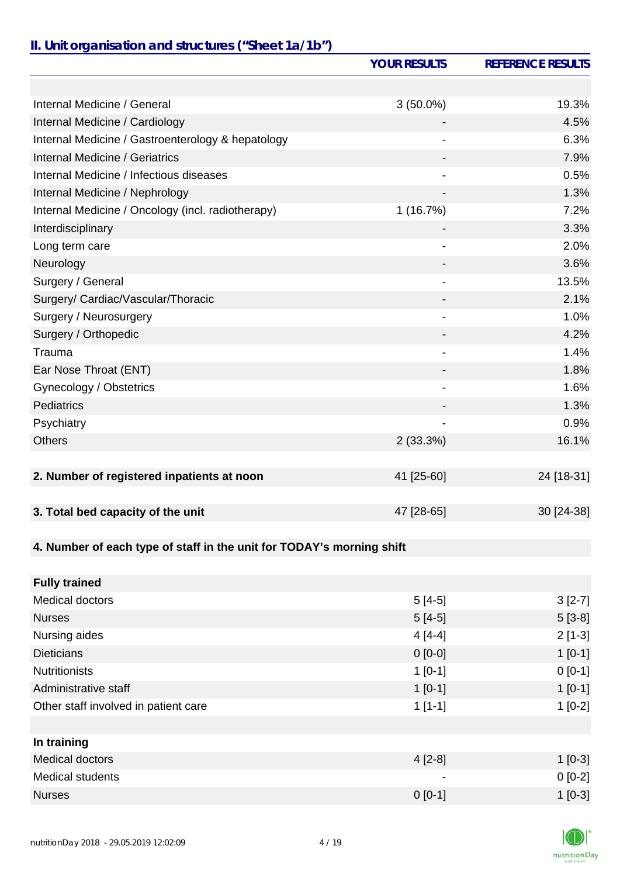## II. Unit organisation and structures ("Sheet 1a/1b")

| | YOUR RESULTS | REFERENCE RESULTS |
|---|---|---|
| | | |
| Internal Medicine / General | 3 (50.0%) | 19.3% |
| Internal Medicine / Cardiology | - | 4.5% |
| Internal Medicine / Gastroenterology & hepatology | - | 6.3% |
| Internal Medicine / Geriatrics | - | 7.9% |
| Internal Medicine / Infectious diseases | - | 0.5% |
| Internal Medicine / Nephrology | - | 1.3% |
| Internal Medicine / Oncology (incl. radiotherapy) | 1 (16.7%) | 7.2% |
| Interdisciplinary | - | 3.3% |
| Long term care | - | 2.0% |
| Neurology | - | 3.6% |
| Surgery / General | - | 13.5% |
| Surgery/ Cardiac/Vascular/Thoracic | - | 2.1% |
| Surgery / Neurosurgery | - | 1.0% |
| Surgery / Orthopedic | - | 4.2% |
| Trauma | - | 1.4% |
| Ear Nose Throat (ENT) | - | 1.8% |
| Gynecology / Obstetrics | - | 1.6% |
| Pediatrics | - | 1.3% |
| Psychiatry | - | 0.9% |
| Others | 2 (33.3%) | 16.1% |
| | | |
| **2. Number of registered inpatients at noon** | 41 [25-60] | 24 [18-31] |
| | | |
| **3. Total bed capacity of the unit** | 47 [28-65] | 30 [24-38] |
| | | |
| **4. Number of each type of staff in the unit for TODAY's morning shift** | | |
| | | |
| **Fully trained** | | |
| Medical doctors | 5 [4-5] | 3 [2-7] |
| Nurses | 5 [4-5] | 5 [3-8] |
| Nursing aides | 4 [4-4] | 2 [1-3] |
| Dieticians | 0 [0-0] | 1 [0-1] |
| Nutritionists | 1 [0-1] | 0 [0-1] |
| Administrative staff | 1 [0-1] | 1 [0-1] |
| Other staff involved in patient care | 1 [1-1] | 1 [0-2] |
| | | |
| **In training** | | |
| Medical doctors | 4 [2-8] | 1 [0-3] |
| Medical students | - | 0 [0-2] |
| Nurses | 0 [0-1] | 1 [0-3] |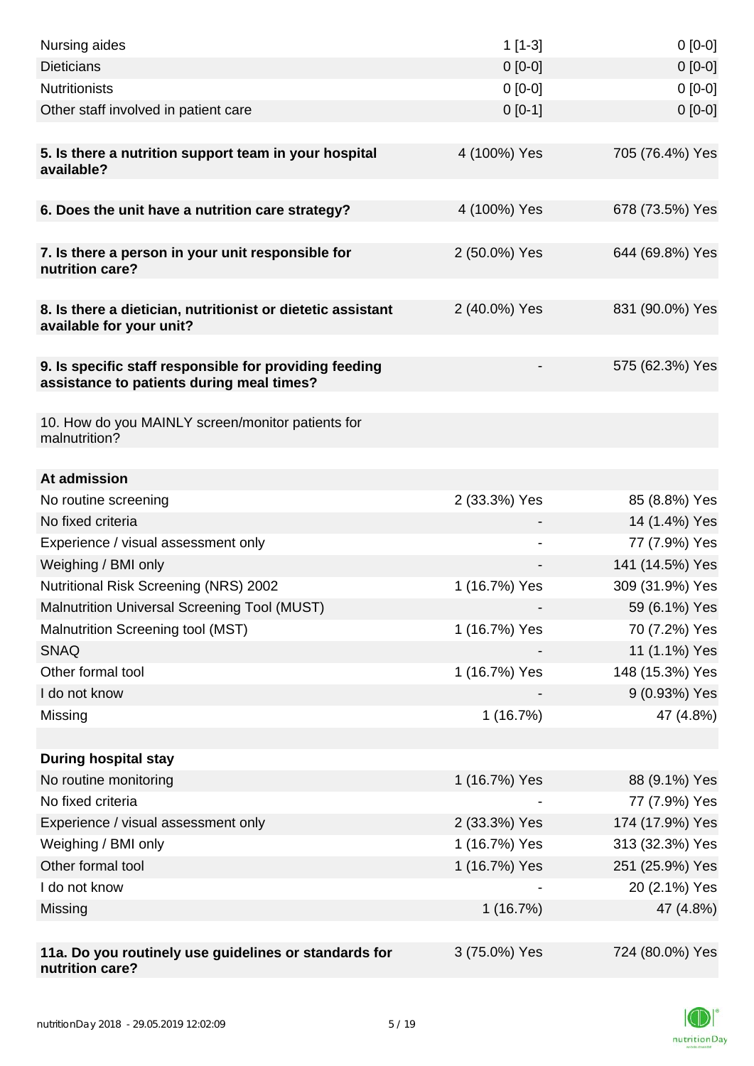| | | |
|---|---|---|
| Nursing aides | 1 [1-3] | 0 [0-0] |
| Dieticians | 0 [0-0] | 0 [0-0] |
| Nutritionists | 0 [0-0] | 0 [0-0] |
| Other staff involved in patient care | 0 [0-1] | 0 [0-0] |
| | | |
| **5. Is there a nutrition support team in your hospital available?** | 4 (100%) Yes | 705 (76.4%) Yes |
| | | |
| **6. Does the unit have a nutrition care strategy?** | 4 (100%) Yes | 678 (73.5%) Yes |
| | | |
| **7. Is there a person in your unit responsible for nutrition care?** | 2 (50.0%) Yes | 644 (69.8%) Yes |
| | | |
| **8. Is there a dietician, nutritionist or dietetic assistant available for your unit?** | 2 (40.0%) Yes | 831 (90.0%) Yes |
| | | |
| **9. Is specific staff responsible for providing feeding assistance to patients during meal times?** | - | 575 (62.3%) Yes |
| | | |
| 10. How do you MAINLY screen/monitor patients for malnutrition? | | |
| | | |
| **At admission** | | |
| No routine screening | 2 (33.3%) Yes | 85 (8.8%) Yes |
| No fixed criteria | - | 14 (1.4%) Yes |
| Experience / visual assessment only | - | 77 (7.9%) Yes |
| Weighing / BMI only | - | 141 (14.5%) Yes |
| Nutritional Risk Screening (NRS) 2002 | 1 (16.7%) Yes | 309 (31.9%) Yes |
| Malnutrition Universal Screening Tool (MUST) | - | 59 (6.1%) Yes |
| Malnutrition Screening tool (MST) | 1 (16.7%) Yes | 70 (7.2%) Yes |
| SNAQ | - | 11 (1.1%) Yes |
| Other formal tool | 1 (16.7%) Yes | 148 (15.3%) Yes |
| I do not know | - | 9 (0.93%) Yes |
| Missing | 1 (16.7%) | 47 (4.8%) |
| | | |
| **During hospital stay** | | |
| No routine monitoring | 1 (16.7%) Yes | 88 (9.1%) Yes |
| No fixed criteria | - | 77 (7.9%) Yes |
| Experience / visual assessment only | 2 (33.3%) Yes | 174 (17.9%) Yes |
| Weighing / BMI only | 1 (16.7%) Yes | 313 (32.3%) Yes |
| Other formal tool | 1 (16.7%) Yes | 251 (25.9%) Yes |
| I do not know | - | 20 (2.1%) Yes |
| Missing | 1 (16.7%) | 47 (4.8%) |
| | | |
| **11a. Do you routinely use guidelines or standards for nutrition care?** | 3 (75.0%) Yes | 724 (80.0%) Yes |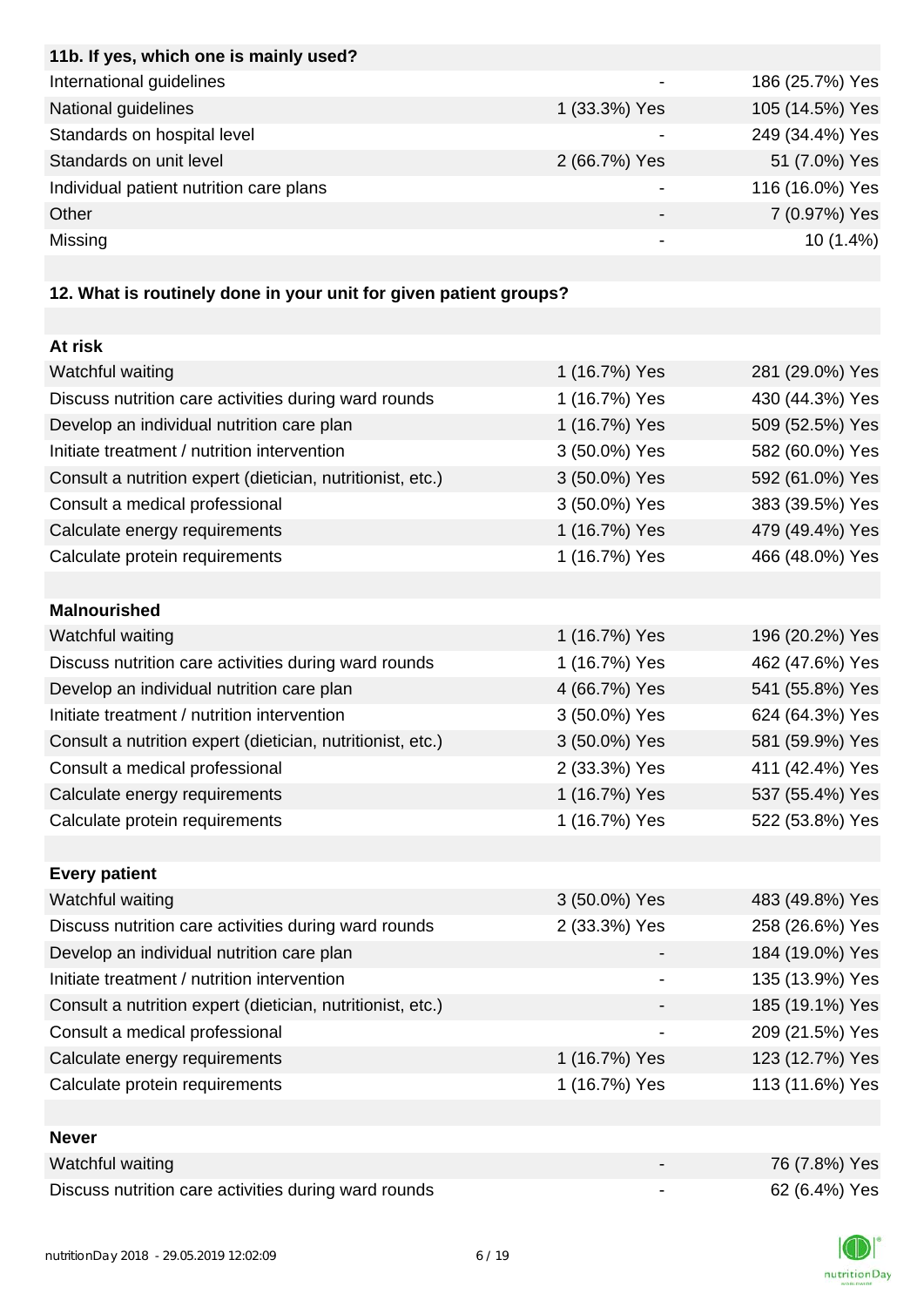| | | |
|---|---|---|
| **11b. If yes, which one is mainly used?** | | |
| International guidelines | - | 186 (25.7%) Yes |
| National guidelines | 1 (33.3%) Yes | 105 (14.5%) Yes |
| Standards on hospital level | - | 249 (34.4%) Yes |
| Standards on unit level | 2 (66.7%) Yes | 51 (7.0%) Yes |
| Individual patient nutrition care plans | - | 116 (16.0%) Yes |
| Other | - | 7 (0.97%) Yes |
| Missing | - | 10 (1.4%) |

**12. What is routinely done in your unit for given patient groups?**

| | | |
|---|---|---|
| **At risk** | | |
| Watchful waiting | 1 (16.7%) Yes | 281 (29.0%) Yes |
| Discuss nutrition care activities during ward rounds | 1 (16.7%) Yes | 430 (44.3%) Yes |
| Develop an individual nutrition care plan | 1 (16.7%) Yes | 509 (52.5%) Yes |
| Initiate treatment / nutrition intervention | 3 (50.0%) Yes | 582 (60.0%) Yes |
| Consult a nutrition expert (dietician, nutritionist, etc.) | 3 (50.0%) Yes | 592 (61.0%) Yes |
| Consult a medical professional | 3 (50.0%) Yes | 383 (39.5%) Yes |
| Calculate energy requirements | 1 (16.7%) Yes | 479 (49.4%) Yes |
| Calculate protein requirements | 1 (16.7%) Yes | 466 (48.0%) Yes |
| **Malnourished** | | |
| Watchful waiting | 1 (16.7%) Yes | 196 (20.2%) Yes |
| Discuss nutrition care activities during ward rounds | 1 (16.7%) Yes | 462 (47.6%) Yes |
| Develop an individual nutrition care plan | 4 (66.7%) Yes | 541 (55.8%) Yes |
| Initiate treatment / nutrition intervention | 3 (50.0%) Yes | 624 (64.3%) Yes |
| Consult a nutrition expert (dietician, nutritionist, etc.) | 3 (50.0%) Yes | 581 (59.9%) Yes |
| Consult a medical professional | 2 (33.3%) Yes | 411 (42.4%) Yes |
| Calculate energy requirements | 1 (16.7%) Yes | 537 (55.4%) Yes |
| Calculate protein requirements | 1 (16.7%) Yes | 522 (53.8%) Yes |
| **Every patient** | | |
| Watchful waiting | 3 (50.0%) Yes | 483 (49.8%) Yes |
| Discuss nutrition care activities during ward rounds | 2 (33.3%) Yes | 258 (26.6%) Yes |
| Develop an individual nutrition care plan | - | 184 (19.0%) Yes |
| Initiate treatment / nutrition intervention | - | 135 (13.9%) Yes |
| Consult a nutrition expert (dietician, nutritionist, etc.) | - | 185 (19.1%) Yes |
| Consult a medical professional | - | 209 (21.5%) Yes |
| Calculate energy requirements | 1 (16.7%) Yes | 123 (12.7%) Yes |
| Calculate protein requirements | 1 (16.7%) Yes | 113 (11.6%) Yes |
| **Never** | | |
| Watchful waiting | - | 76 (7.8%) Yes |
| Discuss nutrition care activities during ward rounds | - | 62 (6.4%) Yes |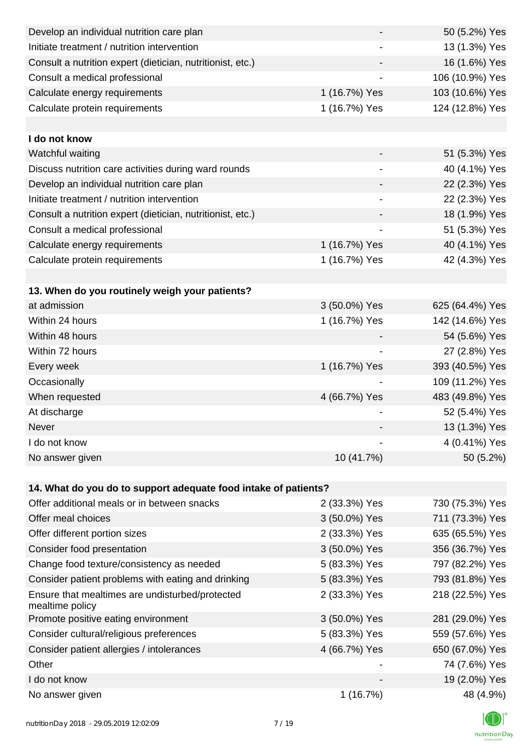| | | |
|---|---|---|
| Develop an individual nutrition care plan | - | 50 (5.2%) Yes |
| Initiate treatment / nutrition intervention | - | 13 (1.3%) Yes |
| Consult a nutrition expert (dietician, nutritionist, etc.) | - | 16 (1.6%) Yes |
| Consult a medical professional | - | 106 (10.9%) Yes |
| Calculate energy requirements | 1 (16.7%) Yes | 103 (10.6%) Yes |
| Calculate protein requirements | 1 (16.7%) Yes | 124 (12.8%) Yes |
| | | |
| **I do not know** | | |
| Watchful waiting | - | 51 (5.3%) Yes |
| Discuss nutrition care activities during ward rounds | - | 40 (4.1%) Yes |
| Develop an individual nutrition care plan | - | 22 (2.3%) Yes |
| Initiate treatment / nutrition intervention | - | 22 (2.3%) Yes |
| Consult a nutrition expert (dietician, nutritionist, etc.) | - | 18 (1.9%) Yes |
| Consult a medical professional | - | 51 (5.3%) Yes |
| Calculate energy requirements | 1 (16.7%) Yes | 40 (4.1%) Yes |
| Calculate protein requirements | 1 (16.7%) Yes | 42 (4.3%) Yes |

| **13. When do you routinely weigh your patients?** | | |
|---|---|---|
| at admission | 3 (50.0%) Yes | 625 (64.4%) Yes |
| Within 24 hours | 1 (16.7%) Yes | 142 (14.6%) Yes |
| Within 48 hours | - | 54 (5.6%) Yes |
| Within 72 hours | - | 27 (2.8%) Yes |
| Every week | 1 (16.7%) Yes | 393 (40.5%) Yes |
| Occasionally | - | 109 (11.2%) Yes |
| When requested | 4 (66.7%) Yes | 483 (49.8%) Yes |
| At discharge | - | 52 (5.4%) Yes |
| Never | - | 13 (1.3%) Yes |
| I do not know | - | 4 (0.41%) Yes |
| No answer given | 10 (41.7%) | 50 (5.2%) |

| **14. What do you do to support adequate food intake of patients?** | | |
|---|---|---|
| Offer additional meals or in between snacks | 2 (33.3%) Yes | 730 (75.3%) Yes |
| Offer meal choices | 3 (50.0%) Yes | 711 (73.3%) Yes |
| Offer different portion sizes | 2 (33.3%) Yes | 635 (65.5%) Yes |
| Consider food presentation | 3 (50.0%) Yes | 356 (36.7%) Yes |
| Change food texture/consistency as needed | 5 (83.3%) Yes | 797 (82.2%) Yes |
| Consider patient problems with eating and drinking | 5 (83.3%) Yes | 793 (81.8%) Yes |
| Ensure that mealtimes are undisturbed/protected mealtime policy | 2 (33.3%) Yes | 218 (22.5%) Yes |
| Promote positive eating environment | 3 (50.0%) Yes | 281 (29.0%) Yes |
| Consider cultural/religious preferences | 5 (83.3%) Yes | 559 (57.6%) Yes |
| Consider patient allergies / intolerances | 4 (66.7%) Yes | 650 (67.0%) Yes |
| Other | - | 74 (7.6%) Yes |
| I do not know | - | 19 (2.0%) Yes |
| No answer given | 1 (16.7%) | 48 (4.9%) |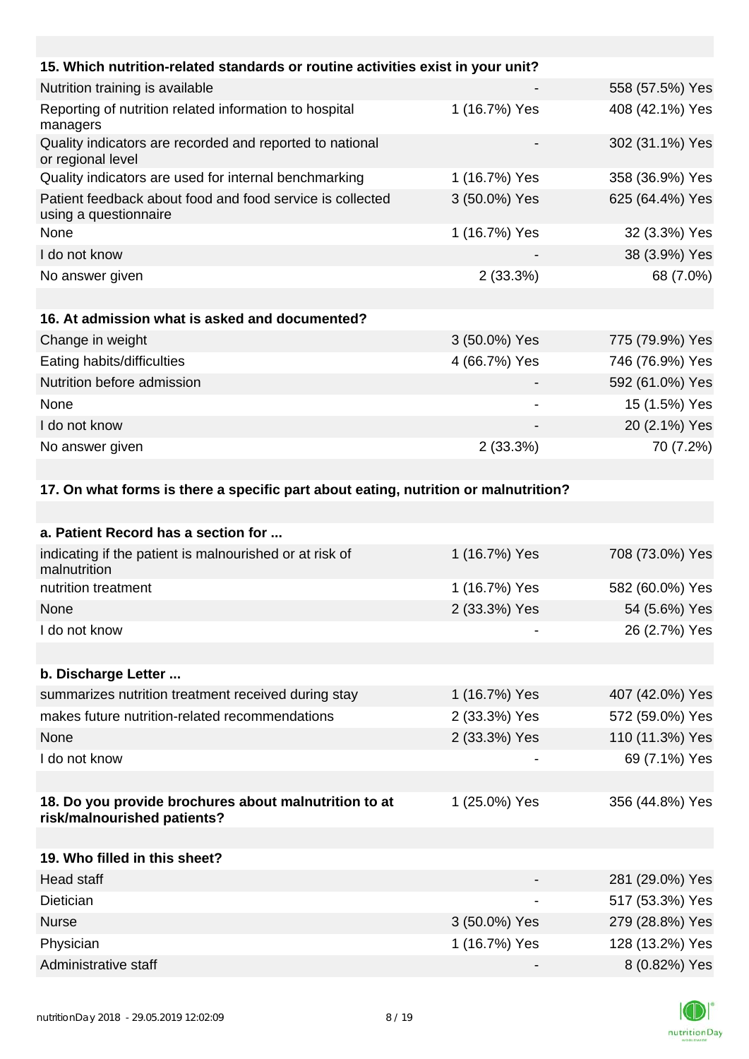| | | |
|---|---|---|
| **15. Which nutrition-related standards or routine activities exist in your unit?** | | |
| Nutrition training is available | - | 558 (57.5%) Yes |
| Reporting of nutrition related information to hospital managers | 1 (16.7%) Yes | 408 (42.1%) Yes |
| Quality indicators are recorded and reported to national or regional level | - | 302 (31.1%) Yes |
| Quality indicators are used for internal benchmarking | 1 (16.7%) Yes | 358 (36.9%) Yes |
| Patient feedback about food and food service is collected using a questionnaire | 3 (50.0%) Yes | 625 (64.4%) Yes |
| None | 1 (16.7%) Yes | 32 (3.3%) Yes |
| I do not know | - | 38 (3.9%) Yes |
| No answer given | 2 (33.3%) | 68 (7.0%) |
| | | |
| **16. At admission what is asked and documented?** | | |
| Change in weight | 3 (50.0%) Yes | 775 (79.9%) Yes |
| Eating habits/difficulties | 4 (66.7%) Yes | 746 (76.9%) Yes |
| Nutrition before admission | - | 592 (61.0%) Yes |
| None | - | 15 (1.5%) Yes |
| I do not know | - | 20 (2.1%) Yes |
| No answer given | 2 (33.3%) | 70 (7.2%) |
| | | |
| **17. On what forms is there a specific part about eating, nutrition or malnutrition?** | | |
| | | |
| **a. Patient Record has a section for ...** | | |
| indicating if the patient is malnourished or at risk of malnutrition | 1 (16.7%) Yes | 708 (73.0%) Yes |
| nutrition treatment | 1 (16.7%) Yes | 582 (60.0%) Yes |
| None | 2 (33.3%) Yes | 54 (5.6%) Yes |
| I do not know | - | 26 (2.7%) Yes |
| | | |
| **b. Discharge Letter ...** | | |
| summarizes nutrition treatment received during stay | 1 (16.7%) Yes | 407 (42.0%) Yes |
| makes future nutrition-related recommendations | 2 (33.3%) Yes | 572 (59.0%) Yes |
| None | 2 (33.3%) Yes | 110 (11.3%) Yes |
| I do not know | - | 69 (7.1%) Yes |
| | | |
| **18. Do you provide brochures about malnutrition to at risk/malnourished patients?** | 1 (25.0%) Yes | 356 (44.8%) Yes |
| | | |
| **19. Who filled in this sheet?** | | |
| Head staff | - | 281 (29.0%) Yes |
| Dietician | - | 517 (53.3%) Yes |
| Nurse | 3 (50.0%) Yes | 279 (28.8%) Yes |
| Physician | 1 (16.7%) Yes | 128 (13.2%) Yes |
| Administrative staff | - | 8 (0.82%) Yes |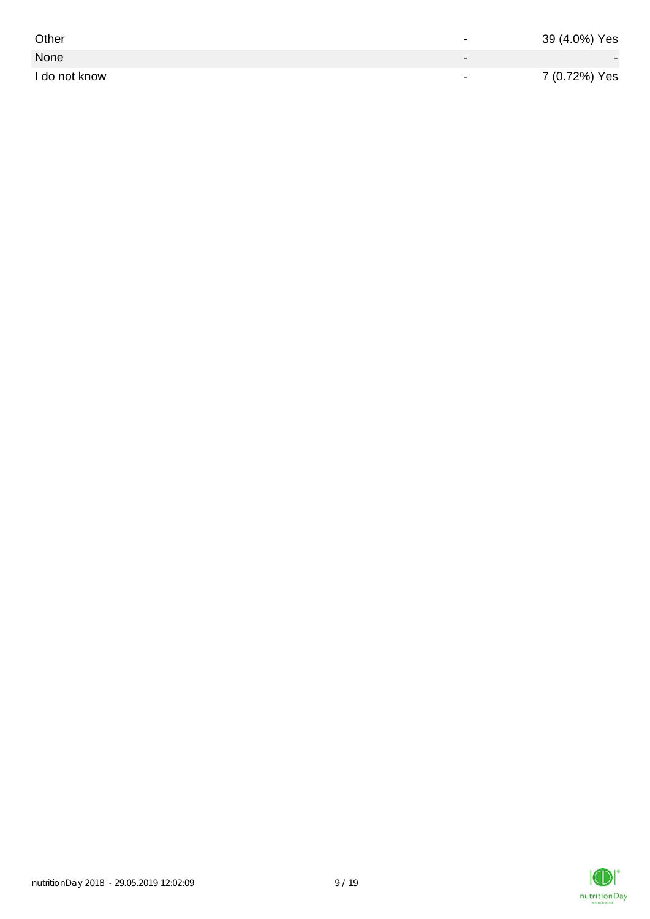| | | |
|---|---|---|
| Other | - | 39 (4.0%) Yes |
| None | - | - |
| I do not know | - | 7 (0.72%) Yes |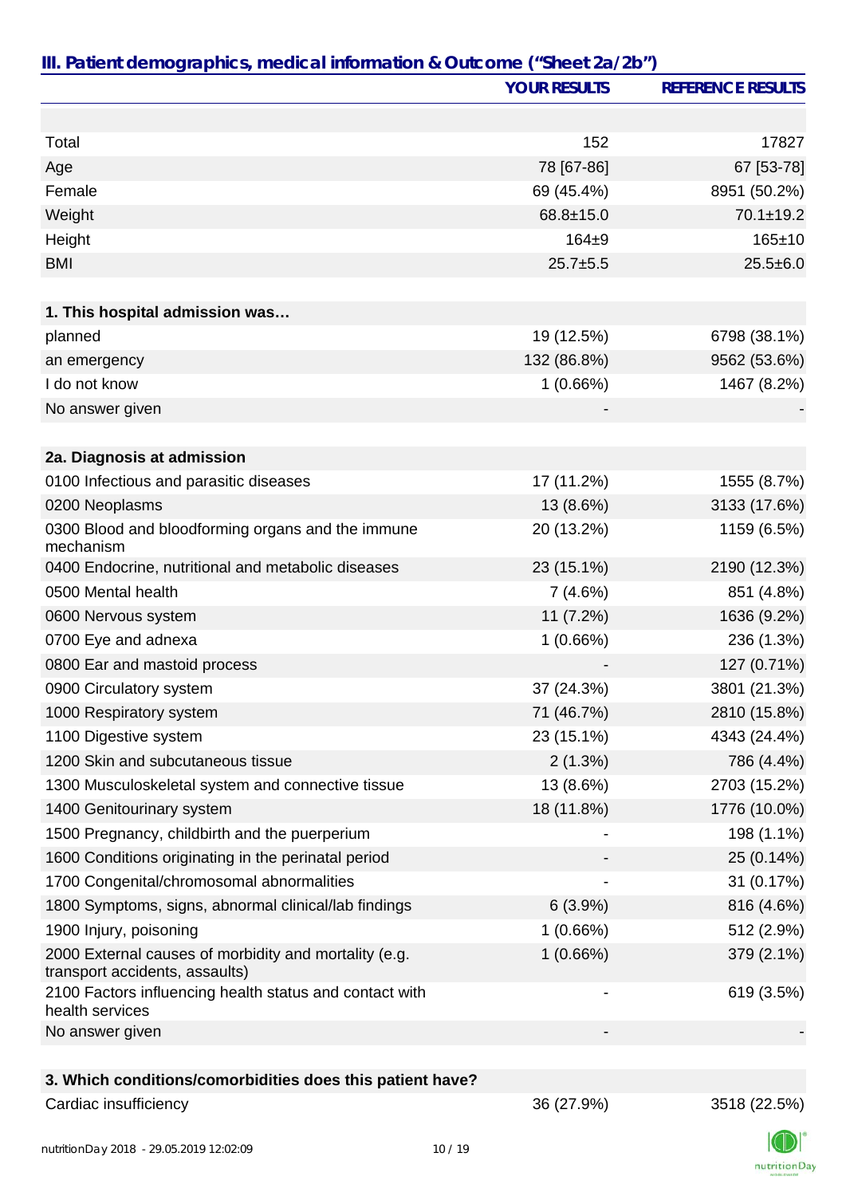## III. Patient demographics, medical information & Outcome ("Sheet 2a/2b")

| | YOUR RESULTS | REFERENCE RESULTS |
|---|---|---|
| Total | 152 | 17827 |
| Age | 78 [67-86] | 67 [53-78] |
| Female | 69 (45.4%) | 8951 (50.2%) |
| Weight | 68.8±15.0 | 70.1±19.2 |
| Height | 164±9 | 165±10 |
| BMI | 25.7±5.5 | 25.5±6.0 |
| **1. This hospital admission was…** | | |
| planned | 19 (12.5%) | 6798 (38.1%) |
| an emergency | 132 (86.8%) | 9562 (53.6%) |
| I do not know | 1 (0.66%) | 1467 (8.2%) |
| No answer given | - | - |
| **2a. Diagnosis at admission** | | |
| 0100 Infectious and parasitic diseases | 17 (11.2%) | 1555 (8.7%) |
| 0200 Neoplasms | 13 (8.6%) | 3133 (17.6%) |
| 0300 Blood and bloodforming organs and the immune mechanism | 20 (13.2%) | 1159 (6.5%) |
| 0400 Endocrine, nutritional and metabolic diseases | 23 (15.1%) | 2190 (12.3%) |
| 0500 Mental health | 7 (4.6%) | 851 (4.8%) |
| 0600 Nervous system | 11 (7.2%) | 1636 (9.2%) |
| 0700 Eye and adnexa | 1 (0.66%) | 236 (1.3%) |
| 0800 Ear and mastoid process | - | 127 (0.71%) |
| 0900 Circulatory system | 37 (24.3%) | 3801 (21.3%) |
| 1000 Respiratory system | 71 (46.7%) | 2810 (15.8%) |
| 1100 Digestive system | 23 (15.1%) | 4343 (24.4%) |
| 1200 Skin and subcutaneous tissue | 2 (1.3%) | 786 (4.4%) |
| 1300 Musculoskeletal system and connective tissue | 13 (8.6%) | 2703 (15.2%) |
| 1400 Genitourinary system | 18 (11.8%) | 1776 (10.0%) |
| 1500 Pregnancy, childbirth and the puerperium | - | 198 (1.1%) |
| 1600 Conditions originating in the perinatal period | - | 25 (0.14%) |
| 1700 Congenital/chromosomal abnormalities | - | 31 (0.17%) |
| 1800 Symptoms, signs, abnormal clinical/lab findings | 6 (3.9%) | 816 (4.6%) |
| 1900 Injury, poisoning | 1 (0.66%) | 512 (2.9%) |
| 2000 External causes of morbidity and mortality (e.g. transport accidents, assaults) | 1 (0.66%) | 379 (2.1%) |
| 2100 Factors influencing health status and contact with health services | - | 619 (3.5%) |
| No answer given | - | - |
| **3. Which conditions/comorbidities does this patient have?** | | |
| Cardiac insufficiency | 36 (27.9%) | 3518 (22.5%) |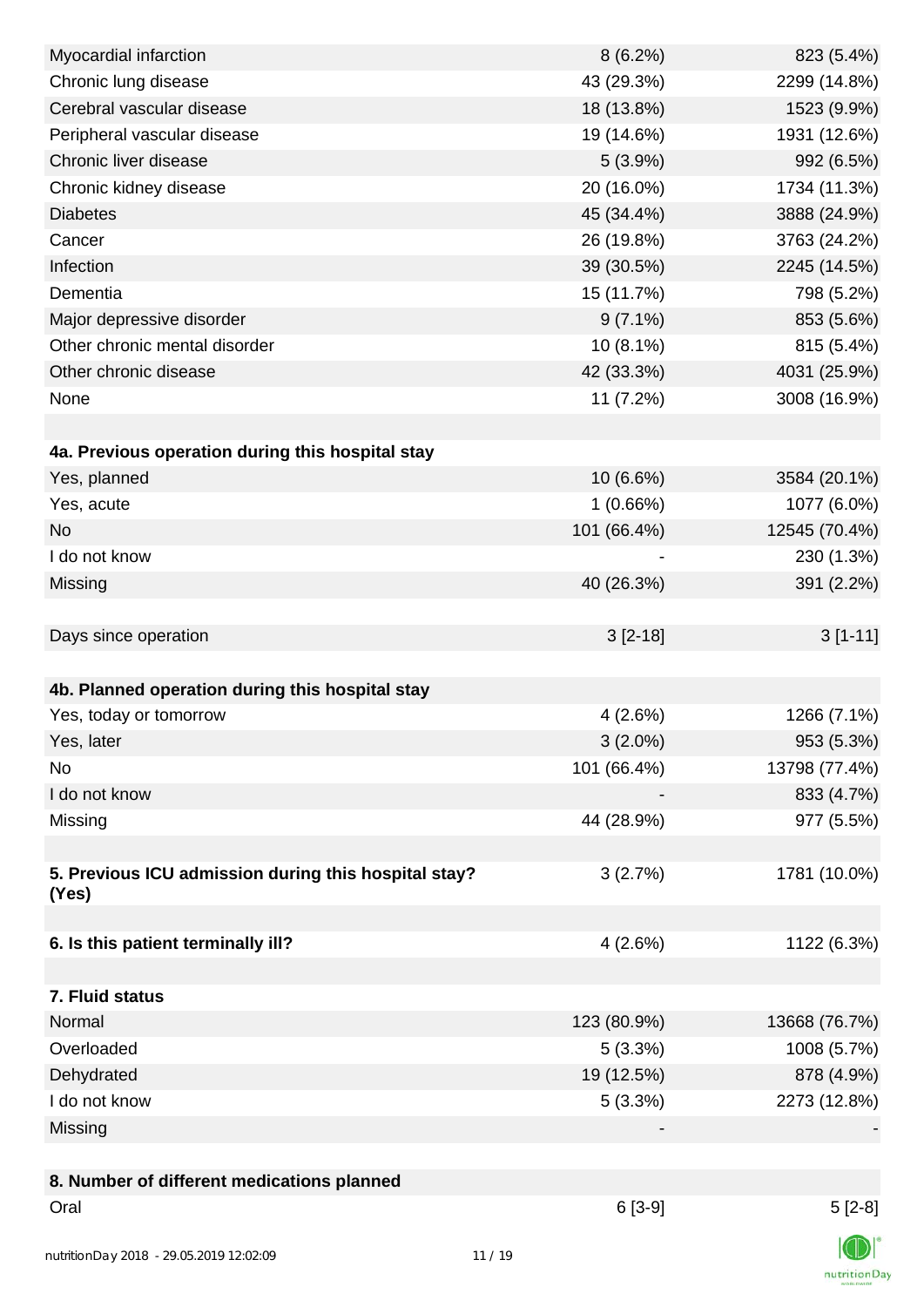| | | |
|---|---|---|
| Myocardial infarction | 8 (6.2%) | 823 (5.4%) |
| Chronic lung disease | 43 (29.3%) | 2299 (14.8%) |
| Cerebral vascular disease | 18 (13.8%) | 1523 (9.9%) |
| Peripheral vascular disease | 19 (14.6%) | 1931 (12.6%) |
| Chronic liver disease | 5 (3.9%) | 992 (6.5%) |
| Chronic kidney disease | 20 (16.0%) | 1734 (11.3%) |
| Diabetes | 45 (34.4%) | 3888 (24.9%) |
| Cancer | 26 (19.8%) | 3763 (24.2%) |
| Infection | 39 (30.5%) | 2245 (14.5%) |
| Dementia | 15 (11.7%) | 798 (5.2%) |
| Major depressive disorder | 9 (7.1%) | 853 (5.6%) |
| Other chronic mental disorder | 10 (8.1%) | 815 (5.4%) |
| Other chronic disease | 42 (33.3%) | 4031 (25.9%) |
| None | 11 (7.2%) | 3008 (16.9%) |
| | | |
| **4a. Previous operation during this hospital stay** | | |
| Yes, planned | 10 (6.6%) | 3584 (20.1%) |
| Yes, acute | 1 (0.66%) | 1077 (6.0%) |
| No | 101 (66.4%) | 12545 (70.4%) |
| I do not know | - | 230 (1.3%) |
| Missing | 40 (26.3%) | 391 (2.2%) |
| | | |
| Days since operation | 3 [2-18] | 3 [1-11] |
| | | |
| **4b. Planned operation during this hospital stay** | | |
| Yes, today or tomorrow | 4 (2.6%) | 1266 (7.1%) |
| Yes, later | 3 (2.0%) | 953 (5.3%) |
| No | 101 (66.4%) | 13798 (77.4%) |
| I do not know | - | 833 (4.7%) |
| Missing | 44 (28.9%) | 977 (5.5%) |
| | | |
| **5. Previous ICU admission during this hospital stay? (Yes)** | 3 (2.7%) | 1781 (10.0%) |
| | | |
| **6. Is this patient terminally ill?** | 4 (2.6%) | 1122 (6.3%) |
| | | |
| **7. Fluid status** | | |
| Normal | 123 (80.9%) | 13668 (76.7%) |
| Overloaded | 5 (3.3%) | 1008 (5.7%) |
| Dehydrated | 19 (12.5%) | 878 (4.9%) |
| I do not know | 5 (3.3%) | 2273 (12.8%) |
| Missing | - | - |
| | | |
| **8. Number of different medications planned** | | |
| Oral | 6 [3-9] | 5 [2-8] |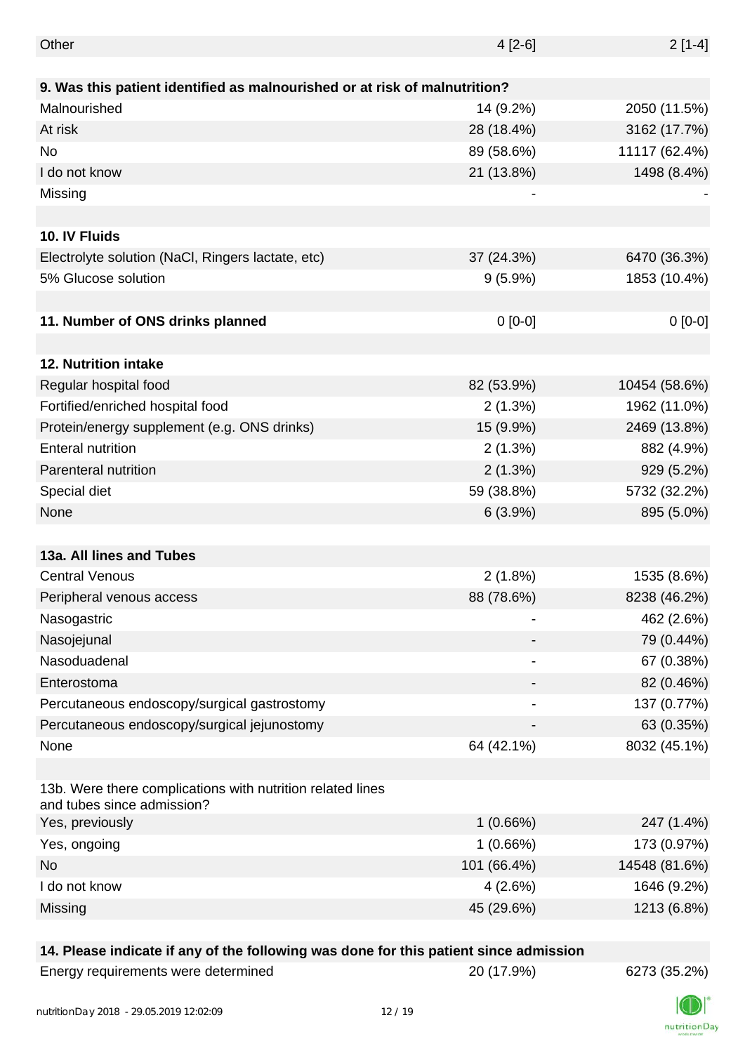| | | |
|---|---|---|
| Other | 4 [2-6] | 2 [1-4] |
| | | |
| **9. Was this patient identified as malnourished or at risk of malnutrition?** | | |
| Malnourished | 14 (9.2%) | 2050 (11.5%) |
| At risk | 28 (18.4%) | 3162 (17.7%) |
| No | 89 (58.6%) | 11117 (62.4%) |
| I do not know | 21 (13.8%) | 1498 (8.4%) |
| Missing | - | - |
| | | |
| **10. IV Fluids** | | |
| Electrolyte solution (NaCl, Ringers lactate, etc) | 37 (24.3%) | 6470 (36.3%) |
| 5% Glucose solution | 9 (5.9%) | 1853 (10.4%) |
| | | |
| **11. Number of ONS drinks planned** | 0 [0-0] | 0 [0-0] |
| | | |
| **12. Nutrition intake** | | |
| Regular hospital food | 82 (53.9%) | 10454 (58.6%) |
| Fortified/enriched hospital food | 2 (1.3%) | 1962 (11.0%) |
| Protein/energy supplement (e.g. ONS drinks) | 15 (9.9%) | 2469 (13.8%) |
| Enteral nutrition | 2 (1.3%) | 882 (4.9%) |
| Parenteral nutrition | 2 (1.3%) | 929 (5.2%) |
| Special diet | 59 (38.8%) | 5732 (32.2%) |
| None | 6 (3.9%) | 895 (5.0%) |
| | | |
| **13a. All lines and Tubes** | | |
| Central Venous | 2 (1.8%) | 1535 (8.6%) |
| Peripheral venous access | 88 (78.6%) | 8238 (46.2%) |
| Nasogastric | - | 462 (2.6%) |
| Nasojejunal | - | 79 (0.44%) |
| Nasoduadenal | - | 67 (0.38%) |
| Enterostoma | - | 82 (0.46%) |
| Percutaneous endoscopy/surgical gastrostomy | - | 137 (0.77%) |
| Percutaneous endoscopy/surgical jejunostomy | - | 63 (0.35%) |
| None | 64 (42.1%) | 8032 (45.1%) |
| | | |
| 13b. Were there complications with nutrition related lines and tubes since admission? | | |
| Yes, previously | 1 (0.66%) | 247 (1.4%) |
| Yes, ongoing | 1 (0.66%) | 173 (0.97%) |
| No | 101 (66.4%) | 14548 (81.6%) |
| I do not know | 4 (2.6%) | 1646 (9.2%) |
| Missing | 45 (29.6%) | 1213 (6.8%) |
| | | |
| **14. Please indicate if any of the following was done for this patient since admission** | | |
| Energy requirements were determined | 20 (17.9%) | 6273 (35.2%) |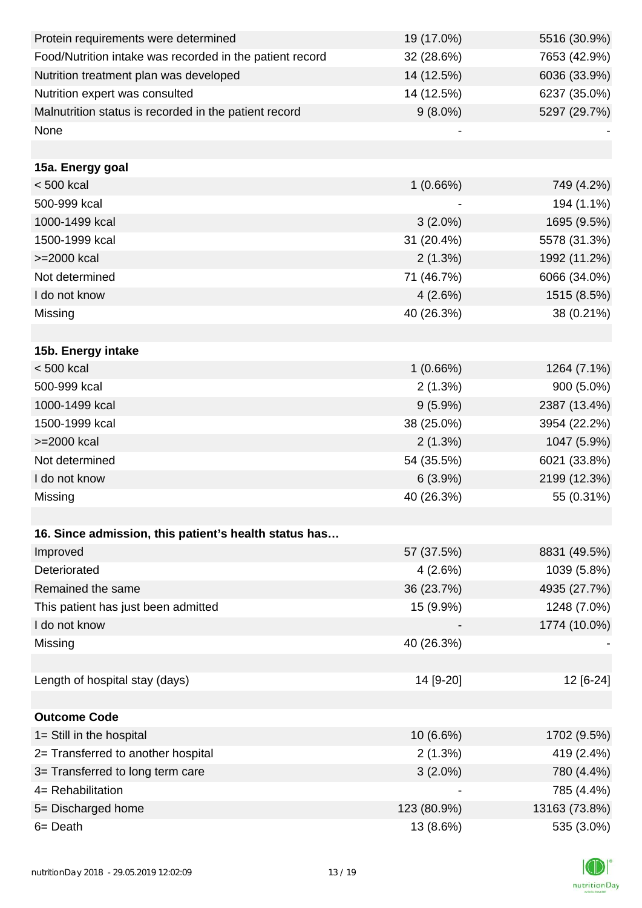| | | |
|---|---|---|
| Protein requirements were determined | 19 (17.0%) | 5516 (30.9%) |
| Food/Nutrition intake was recorded in the patient record | 32 (28.6%) | 7653 (42.9%) |
| Nutrition treatment plan was developed | 14 (12.5%) | 6036 (33.9%) |
| Nutrition expert was consulted | 14 (12.5%) | 6237 (35.0%) |
| Malnutrition status is recorded in the patient record | 9 (8.0%) | 5297 (29.7%) |
| None | - | - |
| | | |
| **15a. Energy goal** | | |
| < 500 kcal | 1 (0.66%) | 749 (4.2%) |
| 500-999 kcal | - | 194 (1.1%) |
| 1000-1499 kcal | 3 (2.0%) | 1695 (9.5%) |
| 1500-1999 kcal | 31 (20.4%) | 5578 (31.3%) |
| >=2000 kcal | 2 (1.3%) | 1992 (11.2%) |
| Not determined | 71 (46.7%) | 6066 (34.0%) |
| I do not know | 4 (2.6%) | 1515 (8.5%) |
| Missing | 40 (26.3%) | 38 (0.21%) |
| | | |
| **15b. Energy intake** | | |
| < 500 kcal | 1 (0.66%) | 1264 (7.1%) |
| 500-999 kcal | 2 (1.3%) | 900 (5.0%) |
| 1000-1499 kcal | 9 (5.9%) | 2387 (13.4%) |
| 1500-1999 kcal | 38 (25.0%) | 3954 (22.2%) |
| >=2000 kcal | 2 (1.3%) | 1047 (5.9%) |
| Not determined | 54 (35.5%) | 6021 (33.8%) |
| I do not know | 6 (3.9%) | 2199 (12.3%) |
| Missing | 40 (26.3%) | 55 (0.31%) |
| | | |
| **16. Since admission, this patient's health status has…** | | |
| Improved | 57 (37.5%) | 8831 (49.5%) |
| Deteriorated | 4 (2.6%) | 1039 (5.8%) |
| Remained the same | 36 (23.7%) | 4935 (27.7%) |
| This patient has just been admitted | 15 (9.9%) | 1248 (7.0%) |
| I do not know | - | 1774 (10.0%) |
| Missing | 40 (26.3%) | - |
| | | |
| Length of hospital stay (days) | 14 [9-20] | 12 [6-24] |
| | | |
| **Outcome Code** | | |
| 1= Still in the hospital | 10 (6.6%) | 1702 (9.5%) |
| 2= Transferred to another hospital | 2 (1.3%) | 419 (2.4%) |
| 3= Transferred to long term care | 3 (2.0%) | 780 (4.4%) |
| 4= Rehabilitation | - | 785 (4.4%) |
| 5= Discharged home | 123 (80.9%) | 13163 (73.8%) |
| 6= Death | 13 (8.6%) | 535 (3.0%) |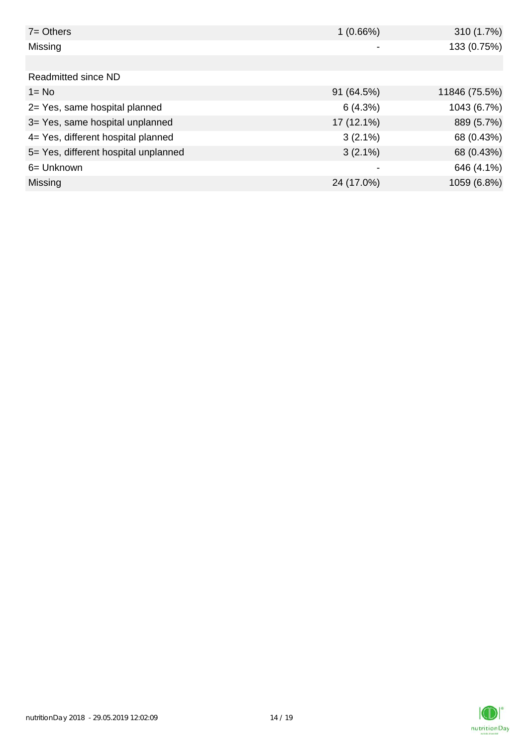| | | |
|---|---|---|
| 7= Others | 1 (0.66%) | 310 (1.7%) |
| Missing | - | 133 (0.75%) |
| | | |
| Readmitted since ND | | |
| 1= No | 91 (64.5%) | 11846 (75.5%) |
| 2= Yes, same hospital planned | 6 (4.3%) | 1043 (6.7%) |
| 3= Yes, same hospital unplanned | 17 (12.1%) | 889 (5.7%) |
| 4= Yes, different hospital planned | 3 (2.1%) | 68 (0.43%) |
| 5= Yes, different hospital unplanned | 3 (2.1%) | 68 (0.43%) |
| 6= Unknown | - | 646 (4.1%) |
| Missing | 24 (17.0%) | 1059 (6.8%) |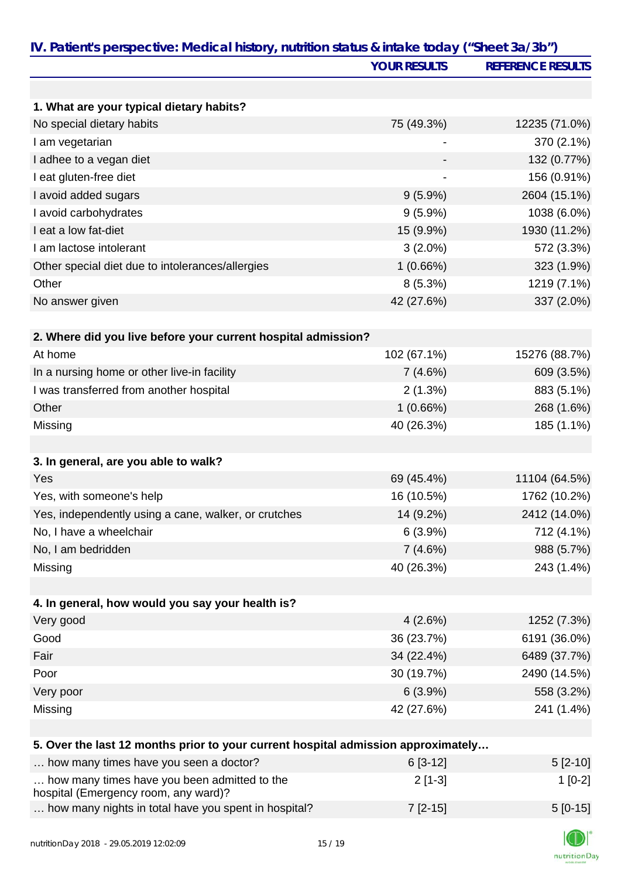## IV. Patient's perspective: Medical history, nutrition status & intake today ("Sheet 3a/3b")

| | YOUR RESULTS | REFERENCE RESULTS |
|---|---|---|
| **1. What are your typical dietary habits?** | | |
| No special dietary habits | 75 (49.3%) | 12235 (71.0%) |
| I am vegetarian | - | 370 (2.1%) |
| I adhee to a vegan diet | - | 132 (0.77%) |
| I eat gluten-free diet | - | 156 (0.91%) |
| I avoid added sugars | 9 (5.9%) | 2604 (15.1%) |
| I avoid carbohydrates | 9 (5.9%) | 1038 (6.0%) |
| I eat a low fat-diet | 15 (9.9%) | 1930 (11.2%) |
| I am lactose intolerant | 3 (2.0%) | 572 (3.3%) |
| Other special diet due to intolerances/allergies | 1 (0.66%) | 323 (1.9%) |
| Other | 8 (5.3%) | 1219 (7.1%) |
| No answer given | 42 (27.6%) | 337 (2.0%) |
| **2. Where did you live before your current hospital admission?** | | |
| At home | 102 (67.1%) | 15276 (88.7%) |
| In a nursing home or other live-in facility | 7 (4.6%) | 609 (3.5%) |
| I was transferred from another hospital | 2 (1.3%) | 883 (5.1%) |
| Other | 1 (0.66%) | 268 (1.6%) |
| Missing | 40 (26.3%) | 185 (1.1%) |
| **3. In general, are you able to walk?** | | |
| Yes | 69 (45.4%) | 11104 (64.5%) |
| Yes, with someone's help | 16 (10.5%) | 1762 (10.2%) |
| Yes, independently using a cane, walker, or crutches | 14 (9.2%) | 2412 (14.0%) |
| No, I have a wheelchair | 6 (3.9%) | 712 (4.1%) |
| No, I am bedridden | 7 (4.6%) | 988 (5.7%) |
| Missing | 40 (26.3%) | 243 (1.4%) |
| **4. In general, how would you say your health is?** | | |
| Very good | 4 (2.6%) | 1252 (7.3%) |
| Good | 36 (23.7%) | 6191 (36.0%) |
| Fair | 34 (22.4%) | 6489 (37.7%) |
| Poor | 30 (19.7%) | 2490 (14.5%) |
| Very poor | 6 (3.9%) | 558 (3.2%) |
| Missing | 42 (27.6%) | 241 (1.4%) |
| **5. Over the last 12 months prior to your current hospital admission approximately…** | | |
| … how many times have you seen a doctor? | 6 [3-12] | 5 [2-10] |
| … how many times have you been admitted to the hospital (Emergency room, any ward)? | 2 [1-3] | 1 [0-2] |
| … how many nights in total have you spent in hospital? | 7 [2-15] | 5 [0-15] |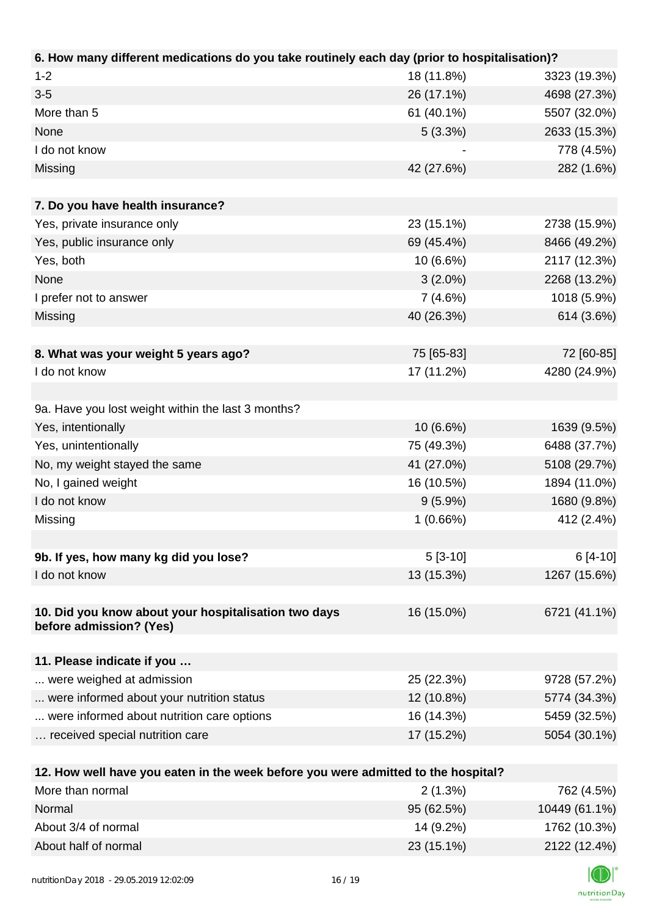| 6. How many different medications do you take routinely each day (prior to hospitalisation)? | | |
|---|---|---|
| 1-2 | 18 (11.8%) | 3323 (19.3%) |
| 3-5 | 26 (17.1%) | 4698 (27.3%) |
| More than 5 | 61 (40.1%) | 5507 (32.0%) |
| None | 5 (3.3%) | 2633 (15.3%) |
| I do not know | - | 778 (4.5%) |
| Missing | 42 (27.6%) | 282 (1.6%) |

| 7. Do you have health insurance? | | |
|---|---|---|
| Yes, private insurance only | 23 (15.1%) | 2738 (15.9%) |
| Yes, public insurance only | 69 (45.4%) | 8466 (49.2%) |
| Yes, both | 10 (6.6%) | 2117 (12.3%) |
| None | 3 (2.0%) | 2268 (13.2%) |
| I prefer not to answer | 7 (4.6%) | 1018 (5.9%) |
| Missing | 40 (26.3%) | 614 (3.6%) |

| 8. What was your weight 5 years ago? | 75 [65-83] | 72 [60-85] |
|---|---|---|
| I do not know | 17 (11.2%) | 4280 (24.9%) |

| 9a. Have you lost weight within the last 3 months? | | |
|---|---|---|
| Yes, intentionally | 10 (6.6%) | 1639 (9.5%) |
| Yes, unintentionally | 75 (49.3%) | 6488 (37.7%) |
| No, my weight stayed the same | 41 (27.0%) | 5108 (29.7%) |
| No, I gained weight | 16 (10.5%) | 1894 (11.0%) |
| I do not know | 9 (5.9%) | 1680 (9.8%) |
| Missing | 1 (0.66%) | 412 (2.4%) |

| 9b. If yes, how many kg did you lose? | 5 [3-10] | 6 [4-10] |
|---|---|---|
| I do not know | 13 (15.3%) | 1267 (15.6%) |

| 10. Did you know about your hospitalisation two days before admission? (Yes) | 16 (15.0%) | 6721 (41.1%) |
|---|---|---|

| 11. Please indicate if you … | | |
|---|---|---|
| ... were weighed at admission | 25 (22.3%) | 9728 (57.2%) |
| ... were informed about your nutrition status | 12 (10.8%) | 5774 (34.3%) |
| ... were informed about nutrition care options | 16 (14.3%) | 5459 (32.5%) |
| … received special nutrition care | 17 (15.2%) | 5054 (30.1%) |

| 12. How well have you eaten in the week before you were admitted to the hospital? | | |
|---|---|---|
| More than normal | 2 (1.3%) | 762 (4.5%) |
| Normal | 95 (62.5%) | 10449 (61.1%) |
| About 3/4 of normal | 14 (9.2%) | 1762 (10.3%) |
| About half of normal | 23 (15.1%) | 2122 (12.4%) |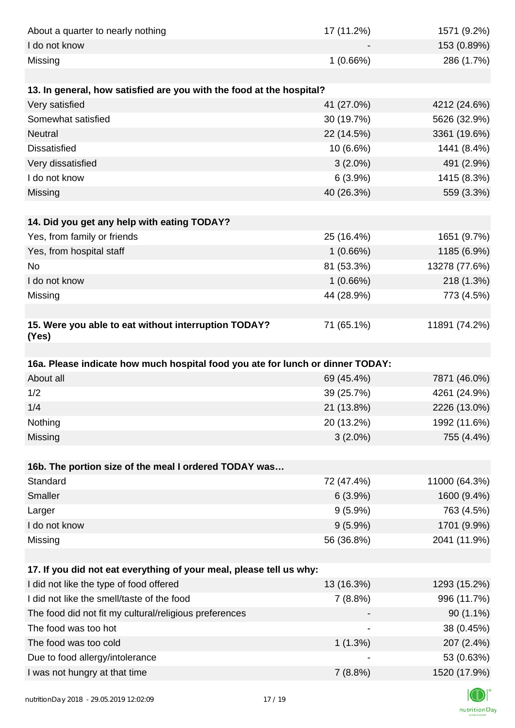| | | |
|---|---|---|
| About a quarter to nearly nothing | 17 (11.2%) | 1571 (9.2%) |
| I do not know | - | 153 (0.89%) |
| Missing | 1 (0.66%) | 286 (1.7%) |
| | | |
| **13. In general, how satisfied are you with the food at the hospital?** | | |
| Very satisfied | 41 (27.0%) | 4212 (24.6%) |
| Somewhat satisfied | 30 (19.7%) | 5626 (32.9%) |
| Neutral | 22 (14.5%) | 3361 (19.6%) |
| Dissatisfied | 10 (6.6%) | 1441 (8.4%) |
| Very dissatisfied | 3 (2.0%) | 491 (2.9%) |
| I do not know | 6 (3.9%) | 1415 (8.3%) |
| Missing | 40 (26.3%) | 559 (3.3%) |
| | | |
| **14. Did you get any help with eating TODAY?** | | |
| Yes, from family or friends | 25 (16.4%) | 1651 (9.7%) |
| Yes, from hospital staff | 1 (0.66%) | 1185 (6.9%) |
| No | 81 (53.3%) | 13278 (77.6%) |
| I do not know | 1 (0.66%) | 218 (1.3%) |
| Missing | 44 (28.9%) | 773 (4.5%) |
| | | |
| **15. Were you able to eat without interruption TODAY? (Yes)** | 71 (65.1%) | 11891 (74.2%) |
| | | |
| **16a. Please indicate how much hospital food you ate for lunch or dinner TODAY:** | | |
| About all | 69 (45.4%) | 7871 (46.0%) |
| 1/2 | 39 (25.7%) | 4261 (24.9%) |
| 1/4 | 21 (13.8%) | 2226 (13.0%) |
| Nothing | 20 (13.2%) | 1992 (11.6%) |
| Missing | 3 (2.0%) | 755 (4.4%) |
| | | |
| **16b. The portion size of the meal I ordered TODAY was…** | | |
| Standard | 72 (47.4%) | 11000 (64.3%) |
| Smaller | 6 (3.9%) | 1600 (9.4%) |
| Larger | 9 (5.9%) | 763 (4.5%) |
| I do not know | 9 (5.9%) | 1701 (9.9%) |
| Missing | 56 (36.8%) | 2041 (11.9%) |
| | | |
| **17. If you did not eat everything of your meal, please tell us why:** | | |
| I did not like the type of food offered | 13 (16.3%) | 1293 (15.2%) |
| I did not like the smell/taste of the food | 7 (8.8%) | 996 (11.7%) |
| The food did not fit my cultural/religious preferences | - | 90 (1.1%) |
| The food was too hot | - | 38 (0.45%) |
| The food was too cold | 1 (1.3%) | 207 (2.4%) |
| Due to food allergy/intolerance | - | 53 (0.63%) |
| I was not hungry at that time | 7 (8.8%) | 1520 (17.9%) |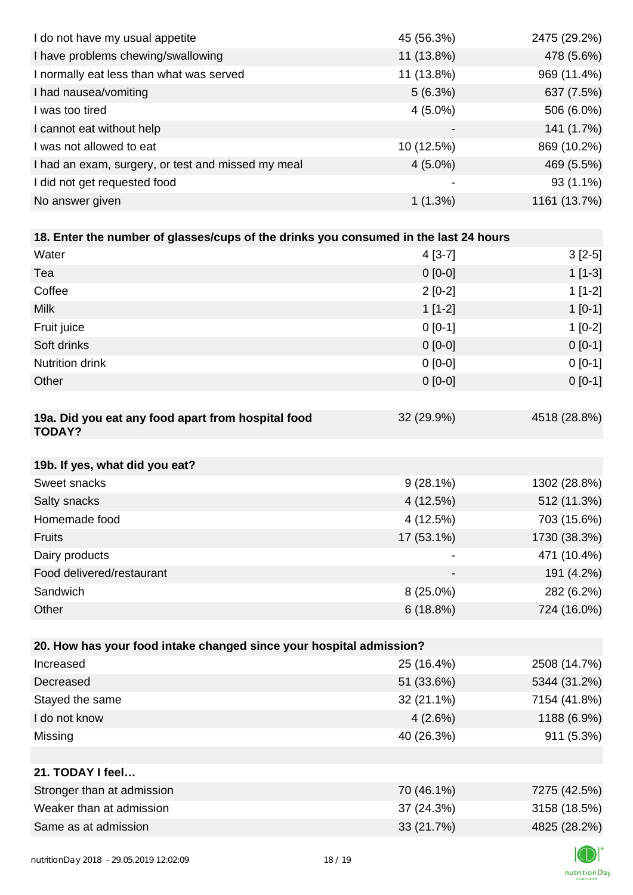| | | |
|---|---|---|
| I do not have my usual appetite | 45 (56.3%) | 2475 (29.2%) |
| I have problems chewing/swallowing | 11 (13.8%) | 478 (5.6%) |
| I normally eat less than what was served | 11 (13.8%) | 969 (11.4%) |
| I had nausea/vomiting | 5 (6.3%) | 637 (7.5%) |
| I was too tired | 4 (5.0%) | 506 (6.0%) |
| I cannot eat without help | - | 141 (1.7%) |
| I was not allowed to eat | 10 (12.5%) | 869 (10.2%) |
| I had an exam, surgery, or test and missed my meal | 4 (5.0%) | 469 (5.5%) |
| I did not get requested food | - | 93 (1.1%) |
| No answer given | 1 (1.3%) | 1161 (13.7%) |

| **18. Enter the number of glasses/cups of the drinks you consumed in the last 24 hours** | | |
|---|---|---|
| Water | 4 [3-7] | 3 [2-5] |
| Tea | 0 [0-0] | 1 [1-3] |
| Coffee | 2 [0-2] | 1 [1-2] |
| Milk | 1 [1-2] | 1 [0-1] |
| Fruit juice | 0 [0-1] | 1 [0-2] |
| Soft drinks | 0 [0-0] | 0 [0-1] |
| Nutrition drink | 0 [0-0] | 0 [0-1] |
| Other | 0 [0-0] | 0 [0-1] |

| | | |
|---|---|---|
| **19a. Did you eat any food apart from hospital food TODAY?** | 32 (29.9%) | 4518 (28.8%) |

| **19b. If yes, what did you eat?** | | |
|---|---|---|
| Sweet snacks | 9 (28.1%) | 1302 (28.8%) |
| Salty snacks | 4 (12.5%) | 512 (11.3%) |
| Homemade food | 4 (12.5%) | 703 (15.6%) |
| Fruits | 17 (53.1%) | 1730 (38.3%) |
| Dairy products | - | 471 (10.4%) |
| Food delivered/restaurant | - | 191 (4.2%) |
| Sandwich | 8 (25.0%) | 282 (6.2%) |
| Other | 6 (18.8%) | 724 (16.0%) |

| **20. How has your food intake changed since your hospital admission?** | | |
|---|---|---|
| Increased | 25 (16.4%) | 2508 (14.7%) |
| Decreased | 51 (33.6%) | 5344 (31.2%) |
| Stayed the same | 32 (21.1%) | 7154 (41.8%) |
| I do not know | 4 (2.6%) | 1188 (6.9%) |
| Missing | 40 (26.3%) | 911 (5.3%) |

| **21. TODAY I feel…** | | |
|---|---|---|
| Stronger than at admission | 70 (46.1%) | 7275 (42.5%) |
| Weaker than at admission | 37 (24.3%) | 3158 (18.5%) |
| Same as at admission | 33 (21.7%) | 4825 (28.2%) |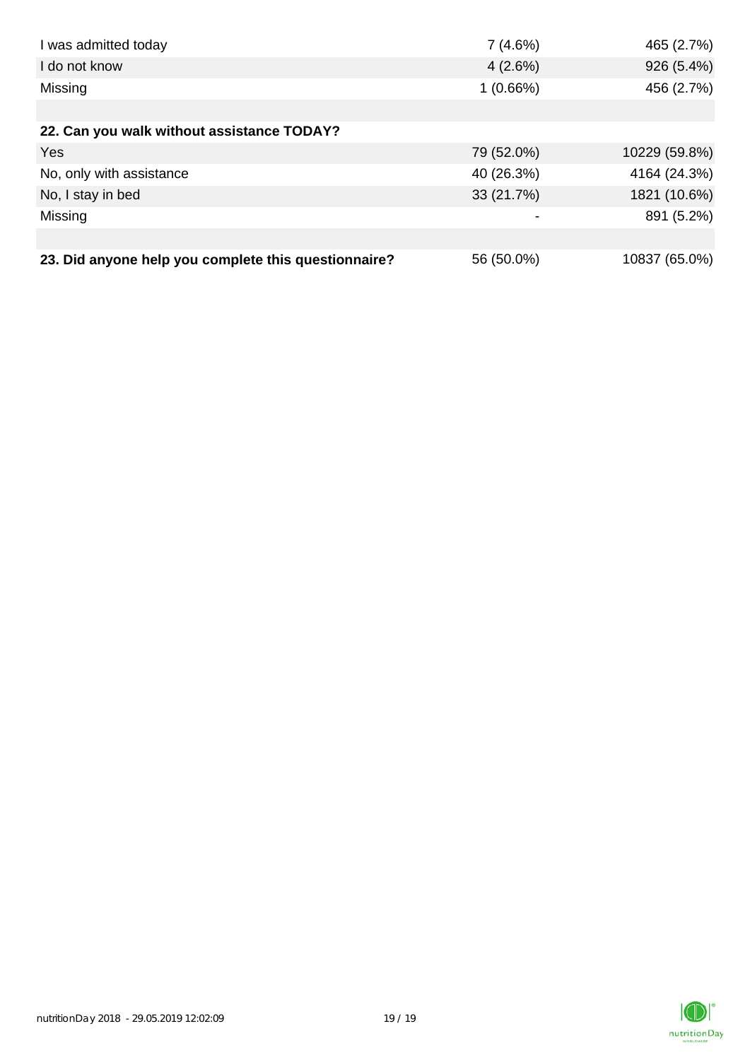| | | |
|---|---|---|
| I was admitted today | 7 (4.6%) | 465 (2.7%) |
| I do not know | 4 (2.6%) | 926 (5.4%) |
| Missing | 1 (0.66%) | 456 (2.7%) |
| | | |
| **22. Can you walk without assistance TODAY?** | | |
| Yes | 79 (52.0%) | 10229 (59.8%) |
| No, only with assistance | 40 (26.3%) | 4164 (24.3%) |
| No, I stay in bed | 33 (21.7%) | 1821 (10.6%) |
| Missing | - | 891 (5.2%) |
| | | |
| **23. Did anyone help you complete this questionnaire?** | 56 (50.0%) | 10837 (65.0%) |